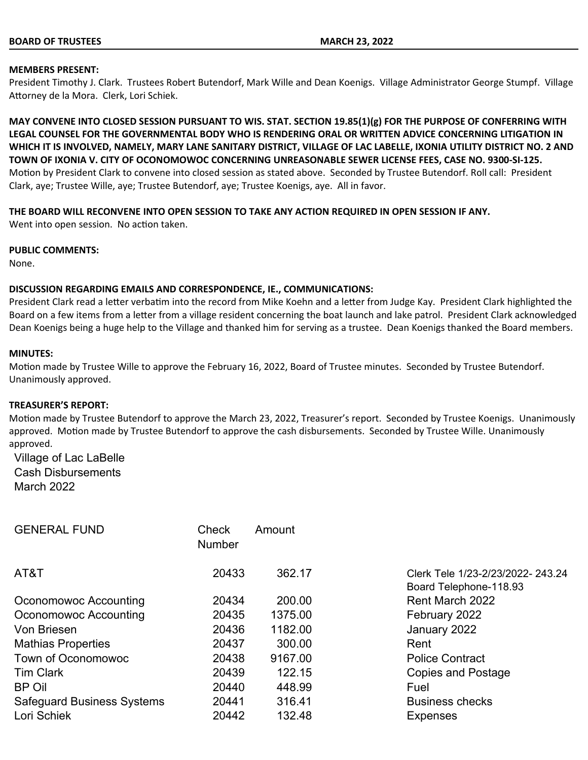**BOARD OF TRUSTEES** **MARCH 23, 2022**

**MEMBERS PRESENT:**
President Timothy J. Clark. Trustees Robert Butendorf, Mark Wille and Dean Koenigs. Village Administrator George Stumpf. Village Attorney de la Mora. Clerk, Lori Schiek.

**MAY CONVENE INTO CLOSED SESSION PURSUANT TO WIS. STAT. SECTION 19.85(1)(g) FOR THE PURPOSE OF CONFERRING WITH LEGAL COUNSEL FOR THE GOVERNMENTAL BODY WHO IS RENDERING ORAL OR WRITTEN ADVICE CONCERNING LITIGATION IN WHICH IT IS INVOLVED, NAMELY, MARY LANE SANITARY DISTRICT, VILLAGE OF LAC LABELLE, IXONIA UTILITY DISTRICT NO. 2 AND TOWN OF IXONIA V. CITY OF OCONOMOWOC CONCERNING UNREASONABLE SEWER LICENSE FEES, CASE NO. 9300-SI-125.**
Motion by President Clark to convene into closed session as stated above. Seconded by Trustee Butendorf. Roll call: President Clark, aye; Trustee Wille, aye; Trustee Butendorf, aye; Trustee Koenigs, aye. All in favor.

**THE BOARD WILL RECONVENE INTO OPEN SESSION TO TAKE ANY ACTION REQUIRED IN OPEN SESSION IF ANY.**
Went into open session. No action taken.

**PUBLIC COMMENTS:**
None.

**DISCUSSION REGARDING EMAILS AND CORRESPONDENCE, IE., COMMUNICATIONS:**
President Clark read a letter verbatim into the record from Mike Koehn and a letter from Judge Kay. President Clark highlighted the Board on a few items from a letter from a village resident concerning the boat launch and lake patrol. President Clark acknowledged Dean Koenigs being a huge help to the Village and thanked him for serving as a trustee. Dean Koenigs thanked the Board members.

**MINUTES:**
Motion made by Trustee Wille to approve the February 16, 2022, Board of Trustee minutes. Seconded by Trustee Butendorf. Unanimously approved.

**TREASURER'S REPORT:**
Motion made by Trustee Butendorf to approve the March 23, 2022, Treasurer's report. Seconded by Trustee Koenigs. Unanimously approved. Motion made by Trustee Butendorf to approve the cash disbursements. Seconded by Trustee Wille. Unanimously approved.

Village of Lac LaBelle
Cash Disbursements
March 2022

| GENERAL FUND | Check Number | Amount | |
|---|---|---|---|
| AT&T | 20433 | 362.17 | Clerk Tele 1/23-2/23/2022- 243.24 Board Telephone-118.93 |
| Oconomowoc Accounting | 20434 | 200.00 | Rent March 2022 |
| Oconomowoc Accounting | 20435 | 1375.00 | February 2022 |
| Von Briesen | 20436 | 1182.00 | January 2022 |
| Mathias Properties | 20437 | 300.00 | Rent |
| Town of Oconomowoc | 20438 | 9167.00 | Police Contract |
| Tim Clark | 20439 | 122.15 | Copies and Postage |
| BP Oil | 20440 | 448.99 | Fuel |
| Safeguard Business Systems | 20441 | 316.41 | Business checks |
| Lori Schiek | 20442 | 132.48 | Expenses |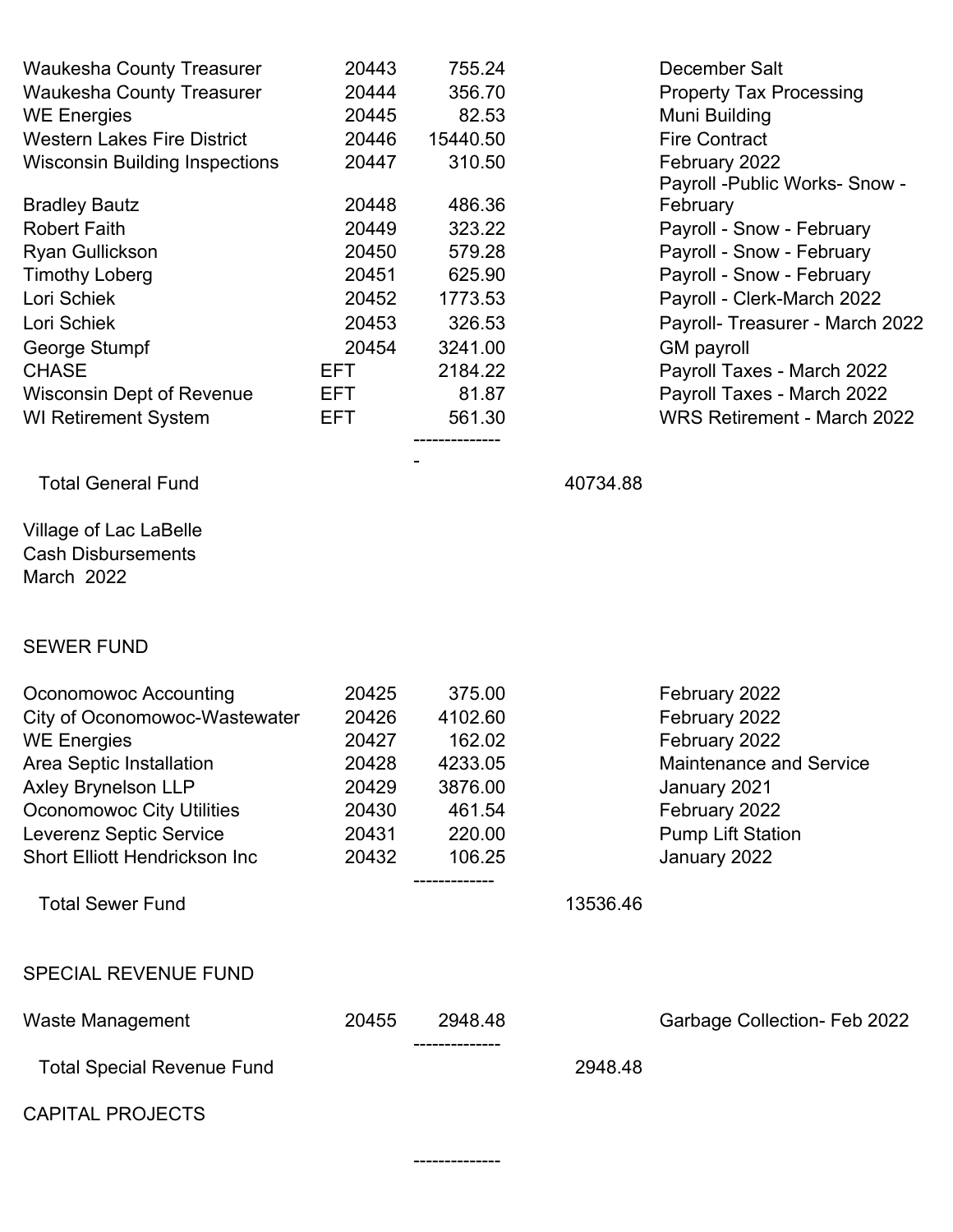| | | | | |
|---|---|---|---|---|
| Waukesha County Treasurer | 20443 | 755.24 | | December Salt |
| Waukesha County Treasurer | 20444 | 356.70 | | Property Tax Processing |
| WE Energies | 20445 | 82.53 | | Muni Building |
| Western Lakes Fire District | 20446 | 15440.50 | | Fire Contract |
| Wisconsin Building Inspections | 20447 | 310.50 | | February 2022 |
| Bradley Bautz | 20448 | 486.36 | | Payroll -Public Works- Snow - February |
| Robert Faith | 20449 | 323.22 | | Payroll - Snow - February |
| Ryan Gullickson | 20450 | 579.28 | | Payroll - Snow - February |
| Timothy Loberg | 20451 | 625.90 | | Payroll - Snow - February |
| Lori Schiek | 20452 | 1773.53 | | Payroll - Clerk-March 2022 |
| Lori Schiek | 20453 | 326.53 | | Payroll- Treasurer - March 2022 |
| George Stumpf | 20454 | 3241.00 | | GM payroll |
| CHASE | EFT | 2184.22 | | Payroll Taxes - March 2022 |
| Wisconsin Dept of Revenue | EFT | 81.87 | | Payroll Taxes - March 2022 |
| WI Retirement System | EFT | 561.30 | | WRS Retirement - March 2022 |
| | | --------------- | | |
| Total General Fund | | | 40734.88 | |

Village of Lac LaBelle
Cash Disbursements
March 2022

SEWER FUND

| | | | | |
|---|---|---|---|---|
| Oconomowoc Accounting | 20425 | 375.00 | | February 2022 |
| City of Oconomowoc-Wastewater | 20426 | 4102.60 | | February 2022 |
| WE Energies | 20427 | 162.02 | | February 2022 |
| Area Septic Installation | 20428 | 4233.05 | | Maintenance and Service |
| Axley Brynelson LLP | 20429 | 3876.00 | | January 2021 |
| Oconomowoc City Utilities | 20430 | 461.54 | | February 2022 |
| Leverenz Septic Service | 20431 | 220.00 | | Pump Lift Station |
| Short Elliott Hendrickson Inc | 20432 | 106.25 | | January 2022 |
| | | ------------- | | |
| Total Sewer Fund | | | 13536.46 | |

SPECIAL REVENUE FUND

| | | | | |
|---|---|---|---|---|
| Waste Management | 20455 | 2948.48 | | Garbage Collection- Feb 2022 |
| | | -------------- | | |
| Total Special Revenue Fund | | | 2948.48 | |

CAPITAL PROJECTS

--------------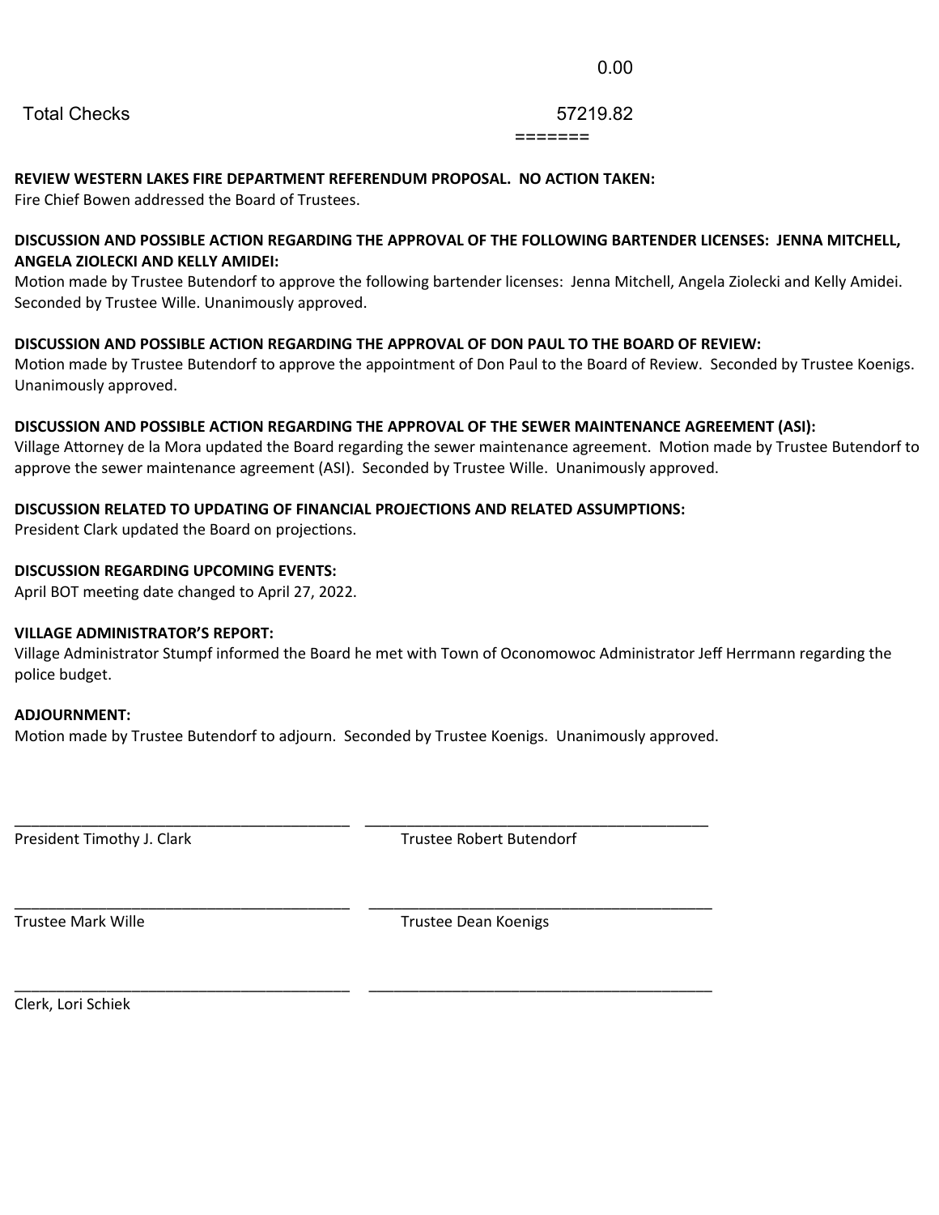| | |
|---|---|
| | 0.00 |
| Total Checks | 57219.82 |
| | ======= |

**REVIEW WESTERN LAKES FIRE DEPARTMENT REFERENDUM PROPOSAL. NO ACTION TAKEN:**
Fire Chief Bowen addressed the Board of Trustees.

**DISCUSSION AND POSSIBLE ACTION REGARDING THE APPROVAL OF THE FOLLOWING BARTENDER LICENSES: JENNA MITCHELL, ANGELA ZIOLECKI AND KELLY AMIDEI:**
Motion made by Trustee Butendorf to approve the following bartender licenses: Jenna Mitchell, Angela Ziolecki and Kelly Amidei. Seconded by Trustee Wille. Unanimously approved.

**DISCUSSION AND POSSIBLE ACTION REGARDING THE APPROVAL OF DON PAUL TO THE BOARD OF REVIEW:**
Motion made by Trustee Butendorf to approve the appointment of Don Paul to the Board of Review. Seconded by Trustee Koenigs. Unanimously approved.

**DISCUSSION AND POSSIBLE ACTION REGARDING THE APPROVAL OF THE SEWER MAINTENANCE AGREEMENT (ASI):**
Village Attorney de la Mora updated the Board regarding the sewer maintenance agreement. Motion made by Trustee Butendorf to approve the sewer maintenance agreement (ASI). Seconded by Trustee Wille. Unanimously approved.

**DISCUSSION RELATED TO UPDATING OF FINANCIAL PROJECTIONS AND RELATED ASSUMPTIONS:**
President Clark updated the Board on projections.

**DISCUSSION REGARDING UPCOMING EVENTS:**
April BOT meeting date changed to April 27, 2022.

**VILLAGE ADMINISTRATOR'S REPORT:**
Village Administrator Stumpf informed the Board he met with Town of Oconomowoc Administrator Jeff Herrmann regarding the police budget.

**ADJOURNMENT:**
Motion made by Trustee Butendorf to adjourn. Seconded by Trustee Koenigs. Unanimously approved.

________________________________________ ________________________________________
President Timothy J. Clark Trustee Robert Butendorf

________________________________________ ________________________________________
Trustee Mark Wille Trustee Dean Koenigs

________________________________________ ________________________________________
Clerk, Lori Schiek